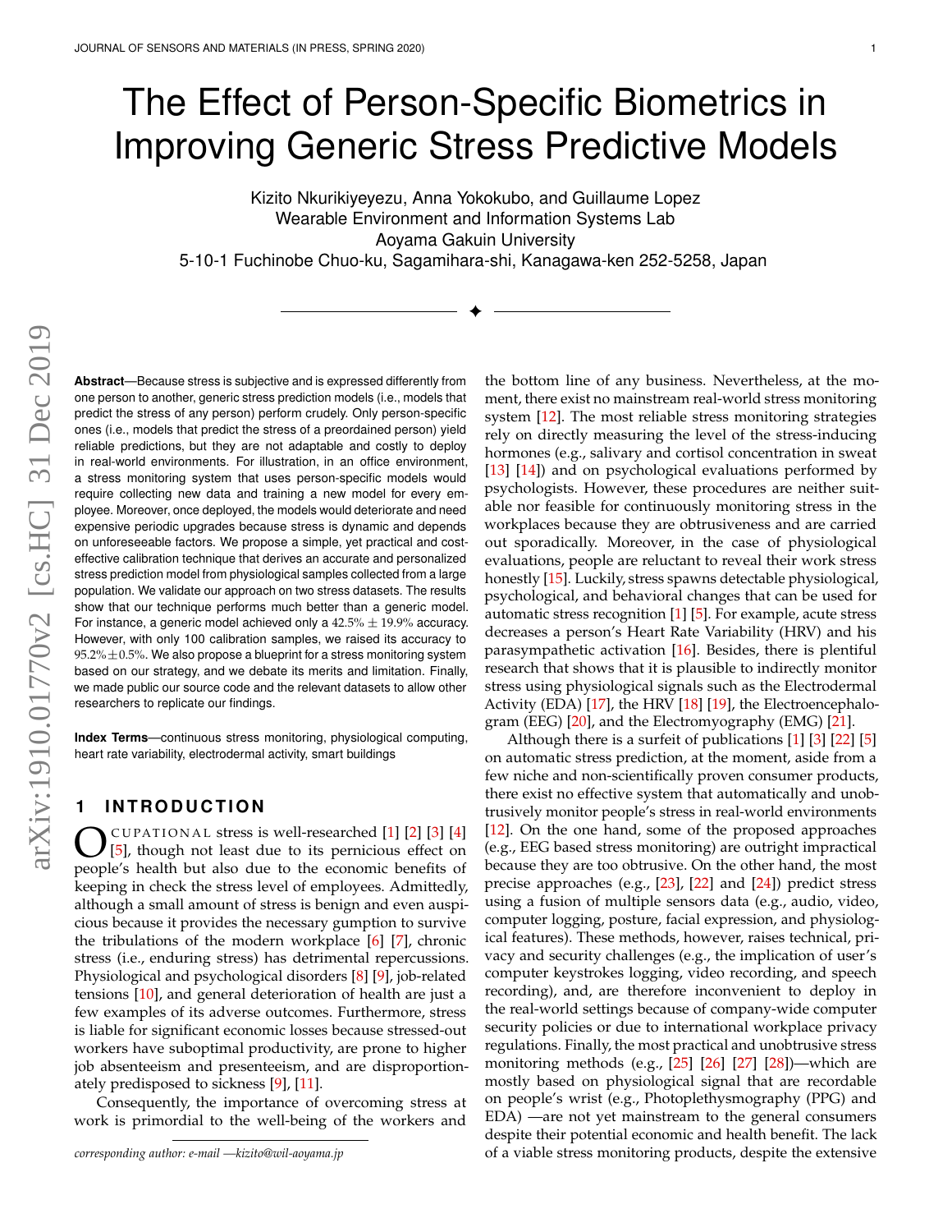# The Effect of Person-Specific Biometrics in Improving Generic Stress Predictive Models

Kizito Nkurikiyeyezu, Anna Yokokubo, and Guillaume Lopez
Wearable Environment and Information Systems Lab
Aoyama Gakuin University
5-10-1 Fuchinobe Chuo-ku, Sagamihara-shi, Kanagawa-ken 252-5258, Japan

---

**Abstract**—Because stress is subjective and is expressed differently from one person to another, generic stress prediction models (i.e., models that predict the stress of any person) perform crudely. Only person-specific ones (i.e., models that predict the stress of a preordained person) yield reliable predictions, but they are not adaptable and costly to deploy in real-world environments. For illustration, in an office environment, a stress monitoring system that uses person-specific models would require collecting new data and training a new model for every employee. Moreover, once deployed, the models would deteriorate and need expensive periodic upgrades because stress is dynamic and depends on unforeseeable factors. We propose a simple, yet practical and cost-effective calibration technique that derives an accurate and personalized stress prediction model from physiological samples collected from a large population. We validate our approach on two stress datasets. The results show that our technique performs much better than a generic model. For instance, a generic model achieved only a $42.5\% \pm 19.9\%$ accuracy. However, with only 100 calibration samples, we raised its accuracy to $95.2\% \pm 0.5\%$. We also propose a blueprint for a stress monitoring system based on our strategy, and we debate its merits and limitation. Finally, we made public our source code and the relevant datasets to allow other researchers to replicate our findings.

**Index Terms**—continuous stress monitoring, physiological computing, heart rate variability, electrodermal activity, smart buildings

## 1 INTRODUCTION

OCUPATIONAL stress is well-researched [1] [2] [3] [4] [5], though not least due to its pernicious effect on people's health but also due to the economic benefits of keeping in check the stress level of employees. Admittedly, although a small amount of stress is benign and even auspicious because it provides the necessary gumption to survive the tribulations of the modern workplace [6] [7], chronic stress (i.e., enduring stress) has detrimental repercussions. Physiological and psychological disorders [8] [9], job-related tensions [10], and general deterioration of health are just a few examples of its adverse outcomes. Furthermore, stress is liable for significant economic losses because stressed-out workers have suboptimal productivity, are prone to higher job absenteeism and presenteeism, and are disproportionately predisposed to sickness [9], [11].

Consequently, the importance of overcoming stress at work is primordial to the well-being of the workers and the bottom line of any business. Nevertheless, at the moment, there exist no mainstream real-world stress monitoring system [12]. The most reliable stress monitoring strategies rely on directly measuring the level of the stress-inducing hormones (e.g., salivary and cortisol concentration in sweat [13] [14]) and on psychological evaluations performed by psychologists. However, these procedures are neither suitable nor feasible for continuously monitoring stress in the workplaces because they are obtrusiveness and are carried out sporadically. Moreover, in the case of physiological evaluations, people are reluctant to reveal their work stress honestly [15]. Luckily, stress spawns detectable physiological, psychological, and behavioral changes that can be used for automatic stress recognition [1] [5]. For example, acute stress decreases a person's Heart Rate Variability (HRV) and his parasympathetic activation [16]. Besides, there is plentiful research that shows that it is plausible to indirectly monitor stress using physiological signals such as the Electrodermal Activity (EDA) [17], the HRV [18] [19], the Electroencephalogram (EEG) [20], and the Electromyography (EMG) [21].

Although there is a surfeit of publications [1] [3] [22] [5] on automatic stress prediction, at the moment, aside from a few niche and non-scientifically proven consumer products, there exist no effective system that automatically and unobtrusively monitor people's stress in real-world environments [12]. On the one hand, some of the proposed approaches (e.g., EEG based stress monitoring) are outright impractical because they are too obtrusive. On the other hand, the most precise approaches (e.g., [23], [22] and [24]) predict stress using a fusion of multiple sensors data (e.g., audio, video, computer logging, posture, facial expression, and physiological features). These methods, however, raises technical, privacy and security challenges (e.g., the implication of user's computer keystrokes logging, video recording, and speech recording), and, are therefore inconvenient to deploy in the real-world settings because of company-wide computer security policies or due to international workplace privacy regulations. Finally, the most practical and unobtrusive stress monitoring methods (e.g., [25] [26] [27] [28])—which are mostly based on physiological signal that are recordable on people's wrist (e.g., Photoplethysmography (PPG) and EDA) —are not yet mainstream to the general consumers despite their potential economic and health benefit. The lack of a viable stress monitoring products, despite the extensive

*corresponding author: e-mail —kizito@wil-aoyama.jp*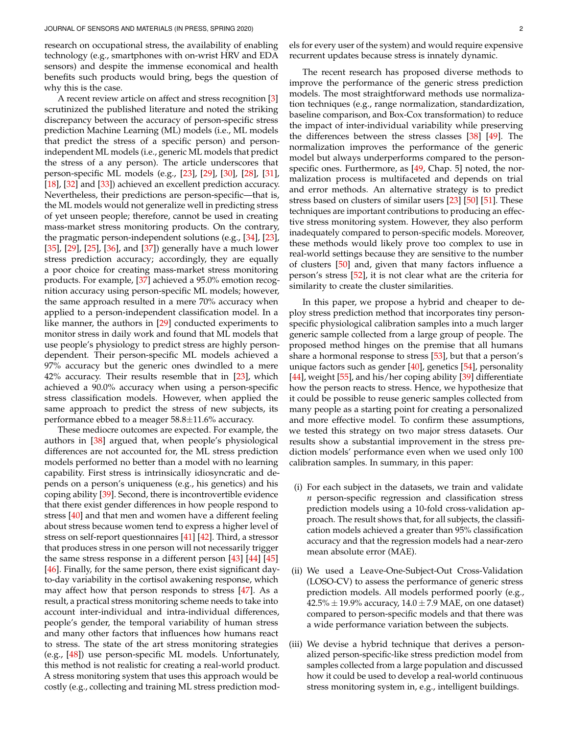research on occupational stress, the availability of enabling technology (e.g., smartphones with on-wrist HRV and EDA sensors) and despite the immense economical and health benefits such products would bring, begs the question of why this is the case.

A recent review article on affect and stress recognition [3] scrutinized the published literature and noted the striking discrepancy between the accuracy of person-specific stress prediction Machine Learning (ML) models (i.e., ML models that predict the stress of a specific person) and person-independent ML models (i.e., generic ML models that predict the stress of a any person). The article underscores that person-specific ML models (e.g., [23], [29], [30], [28], [31], [18], [32] and [33]) achieved an excellent prediction accuracy. Nevertheless, their predictions are person-specific—that is, the ML models would not generalize well in predicting stress of yet unseen people; therefore, cannot be used in creating mass-market stress monitoring products. On the contrary, the pragmatic person-independent solutions (e.g., [34], [23], [35], [29], [25], [36], and [37]) generally have a much lower stress prediction accuracy; accordingly, they are equally a poor choice for creating mass-market stress monitoring products. For example, [37] achieved a 95.0% emotion recognition accuracy using person-specific ML models; however, the same approach resulted in a mere 70% accuracy when applied to a person-independent classification model. In a like manner, the authors in [29] conducted experiments to monitor stress in daily work and found that ML models that use people's physiology to predict stress are highly person-dependent. Their person-specific ML models achieved a 97% accuracy but the generic ones dwindled to a mere 42% accuracy. Their results resemble that in [23], which achieved a 90.0% accuracy when using a person-specific stress classification models. However, when applied the same approach to predict the stress of new subjects, its performance ebbed to a meager 58.8±11.6% accuracy.

These mediocre outcomes are expected. For example, the authors in [38] argued that, when people's physiological differences are not accounted for, the ML stress prediction models performed no better than a model with no learning capability. First stress is intrinsically idiosyncratic and depends on a person's uniqueness (e.g., his genetics) and his coping ability [39]. Second, there is incontrovertible evidence that there exist gender differences in how people respond to stress [40] and that men and women have a different feeling about stress because women tend to express a higher level of stress on self-report questionnaires [41] [42]. Third, a stressor that produces stress in one person will not necessarily trigger the same stress response in a different person [43] [44] [45] [46]. Finally, for the same person, there exist significant day-to-day variability in the cortisol awakening response, which may affect how that person responds to stress [47]. As a result, a practical stress monitoring scheme needs to take into account inter-individual and intra-individual differences, people's gender, the temporal variability of how human stress and many other factors that influences how humans react to stress. The state of the art stress monitoring strategies (e.g., [48]) use person-specific ML models. Unfortunately, this method is not realistic for creating a real-world product. A stress monitoring system that uses this approach would be costly (e.g., collecting and training ML stress prediction models for every user of the system) and would require expensive recurrent updates because stress is innately dynamic.

The recent research has proposed diverse methods to improve the performance of the generic stress prediction models. The most straightforward methods use normalization techniques (e.g., range normalization, standardization, baseline comparison, and Box-Cox transformation) to reduce the impact of inter-individual variability while preserving the differences between the stress classes [38] [49]. The normalization improves the performance of the generic model but always underperforms compared to the person-specific ones. Furthermore, as [49, Chap. 5] noted, the normalization process is multifaceted and depends on trial and error methods. An alternative strategy is to predict stress based on clusters of similar users [23] [50] [51]. These techniques are important contributions to producing an effective stress monitoring system. However, they also perform inadequately compared to person-specific models. Moreover, these methods would likely prove too complex to use in real-world settings because they are sensitive to the number of clusters [50] and, given that many factors influence a person's stress [52], it is not clear what are the criteria for similarity to create the cluster similarities.

In this paper, we propose a hybrid and cheaper to deploy stress prediction method that incorporates tiny person-specific physiological calibration samples into a much larger generic sample collected from a large group of people. The proposed method hinges on the premise that all humans share a hormonal response to stress [53], but that a person's unique factors such as gender [40], genetics [54], personality [44], weight [55], and his/her coping ability [39] differentiate how the person reacts to stress. Hence, we hypothesize that it could be possible to reuse generic samples collected from many people as a starting point for creating a personalized and more effective model. To confirm these assumptions, we tested this strategy on two major stress datasets. Our results show a substantial improvement in the stress prediction models' performance even when we used only 100 calibration samples. In summary, in this paper:

- (i) For each subject in the datasets, we train and validate $n$ person-specific regression and classification stress prediction models using a 10-fold cross-validation approach. The result shows that, for all subjects, the classification models achieved a greater than 95% classification accuracy and that the regression models had a near-zero mean absolute error (MAE).
- (ii) We used a Leave-One-Subject-Out Cross-Validation (LOSO-CV) to assess the performance of generic stress prediction models. All models performed poorly (e.g., $42.5\% \pm 19.9\%$ accuracy, $14.0 \pm 7.9$ MAE, on one dataset) compared to person-specific models and that there was a wide performance variation between the subjects.
- (iii) We devise a hybrid technique that derives a personalized person-specific-like stress prediction model from samples collected from a large population and discussed how it could be used to develop a real-world continuous stress monitoring system in, e.g., intelligent buildings.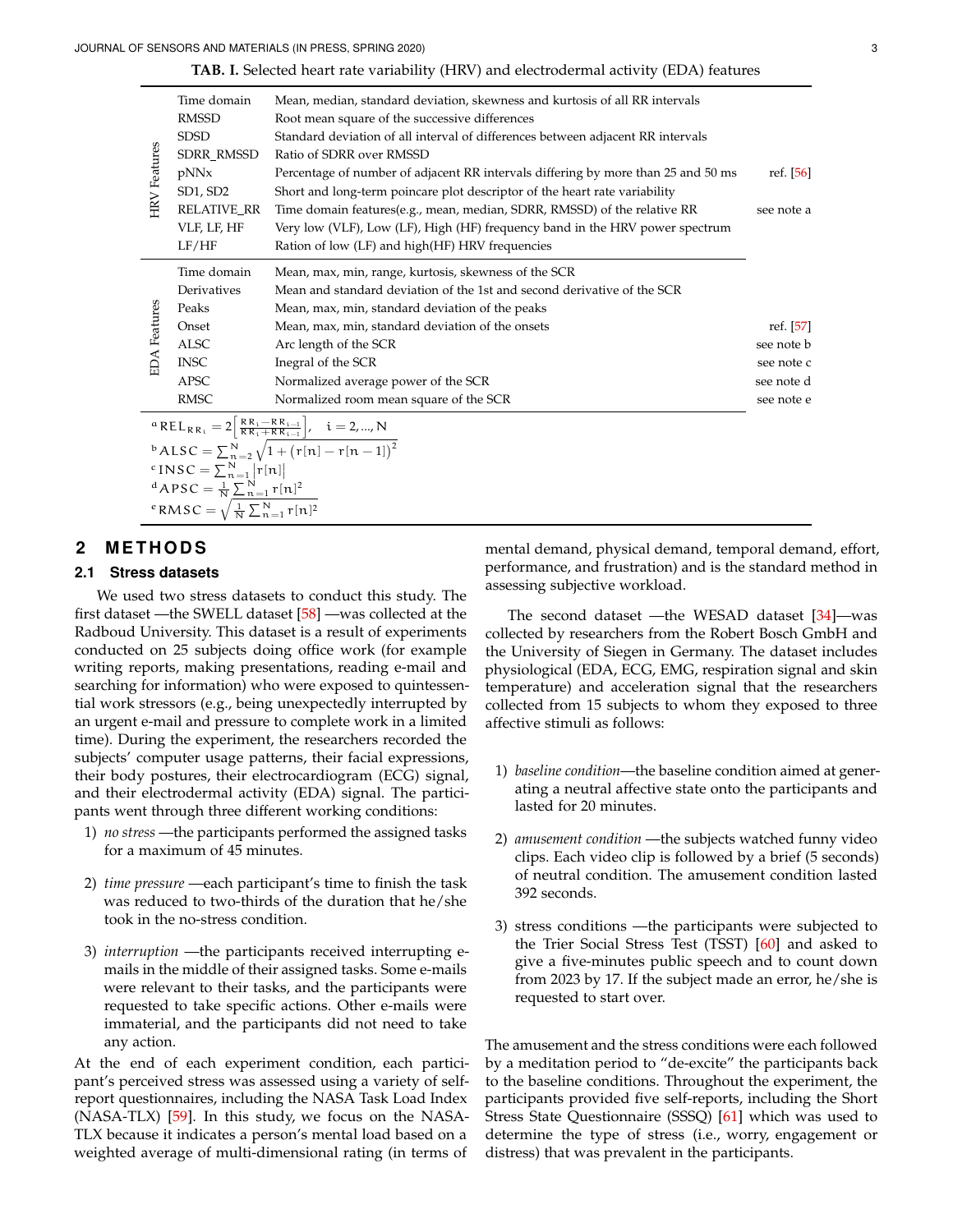**TAB. I.** Selected heart rate variability (HRV) and electrodermal activity (EDA) features

| | | | |
|---|---|---|---|
| HRV Features | Time domain | Mean, median, standard deviation, skewness and kurtosis of all RR intervals | |
| | RMSSD | Root mean square of the successive differences | |
| | SDSD | Standard deviation of all interval of differences between adjacent RR intervals | |
| | SDRR_RMSSD | Ratio of SDRR over RMSSD | |
| | pNNx | Percentage of number of adjacent RR intervals differing by more than 25 and 50 ms | ref. [56] |
| | SD1, SD2 | Short and long-term poincare plot descriptor of the heart rate variability | |
| | RELATIVE_RR | Time domain features(e.g., mean, median, SDRR, RMSSD) of the relative RR | see note a |
| | VLF, LF, HF | Very low (VLF), Low (LF), High (HF) frequency band in the HRV power spectrum | |
| | LF/HF | Ration of low (LF) and high(HF) HRV frequencies | |
| EDA Features | Time domain | Mean, max, min, range, kurtosis, skewness of the SCR | |
| | Derivatives | Mean and standard deviation of the 1st and second derivative of the SCR | |
| | Peaks | Mean, max, min, standard deviation of the peaks | |
| | Onset | Mean, max, min, standard deviation of the onsets | ref. [57] |
| | ALSC | Arc length of the SCR | see note b |
| | INSC | Inegral of the SCR | see note c |
| | APSC | Normalized average power of the SCR | see note d |
| | RMSC | Normalized room mean square of the SCR | see note e |

[a] $REL_{RR_i} = 2\left[\frac{RR_i - RR_{i-1}}{RR_i + RR_{i-1}}\right], \quad i = 2, ..., N$

[b] $ALSC = \sum_{n=2}^{N} \sqrt{1 + \left(r[n] - r[n-1]\right)^2}$

[c] $INSC = \sum_{n=1}^{N} \left|r[n]\right|$

[d] $APSC = \frac{1}{N} \sum_{n=1}^{N} r[n]^2$

[e] $RMSC = \sqrt{\frac{1}{N} \sum_{n=1}^{N} r[n]^2}$

## 2 METHODS

### 2.1 Stress datasets

We used two stress datasets to conduct this study. The first dataset —the SWELL dataset [58] —was collected at the Radboud University. This dataset is a result of experiments conducted on 25 subjects doing office work (for example writing reports, making presentations, reading e-mail and searching for information) who were exposed to quintessential work stressors (e.g., being unexpectedly interrupted by an urgent e-mail and pressure to complete work in a limited time). During the experiment, the researchers recorded the subjects' computer usage patterns, their facial expressions, their body postures, their electrocardiogram (ECG) signal, and their electrodermal activity (EDA) signal. The participants went through three different working conditions:

1) *no stress* —the participants performed the assigned tasks for a maximum of 45 minutes.
2) *time pressure* —each participant's time to finish the task was reduced to two-thirds of the duration that he/she took in the no-stress condition.
3) *interruption* —the participants received interrupting e-mails in the middle of their assigned tasks. Some e-mails were relevant to their tasks, and the participants were requested to take specific actions. Other e-mails were immaterial, and the participants did not need to take any action.

At the end of each experiment condition, each participant's perceived stress was assessed using a variety of self-report questionnaires, including the NASA Task Load Index (NASA-TLX) [59]. In this study, we focus on the NASA-TLX because it indicates a person's mental load based on a weighted average of multi-dimensional rating (in terms of mental demand, physical demand, temporal demand, effort, performance, and frustration) and is the standard method in assessing subjective workload.

The second dataset —the WESAD dataset [34]—was collected by researchers from the Robert Bosch GmbH and the University of Siegen in Germany. The dataset includes physiological (EDA, ECG, EMG, respiration signal and skin temperature) and acceleration signal that the researchers collected from 15 subjects to whom they exposed to three affective stimuli as follows:

1) *baseline condition*—the baseline condition aimed at generating a neutral affective state onto the participants and lasted for 20 minutes.
2) *amusement condition* —the subjects watched funny video clips. Each video clip is followed by a brief (5 seconds) of neutral condition. The amusement condition lasted 392 seconds.
3) stress conditions —the participants were subjected to the Trier Social Stress Test (TSST) [60] and asked to give a five-minutes public speech and to count down from 2023 by 17. If the subject made an error, he/she is requested to start over.

The amusement and the stress conditions were each followed by a meditation period to "de-excite" the participants back to the baseline conditions. Throughout the experiment, the participants provided five self-reports, including the Short Stress State Questionnaire (SSSQ) [61] which was used to determine the type of stress (i.e., worry, engagement or distress) that was prevalent in the participants.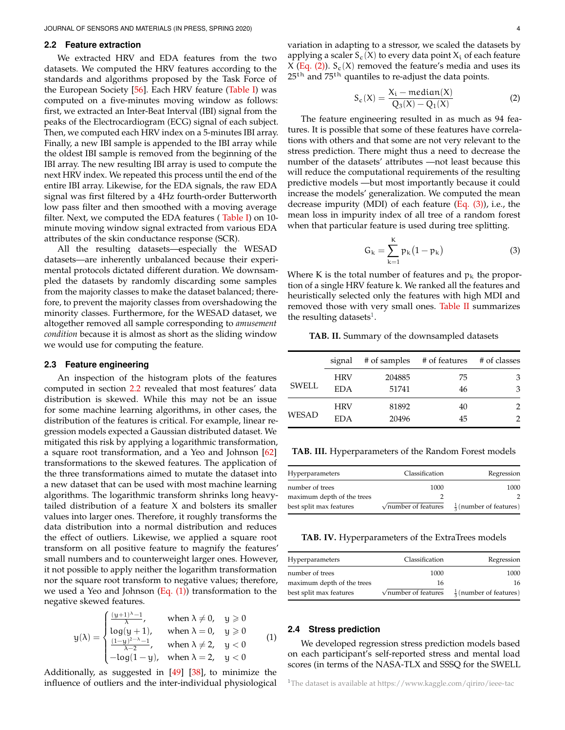### 2.2 Feature extraction

We extracted HRV and EDA features from the two datasets. We computed the HRV features according to the standards and algorithms proposed by the Task Force of the European Society [56]. Each HRV feature (Table I) was computed on a five-minutes moving window as follows: first, we extracted an Inter-Beat Interval (IBI) signal from the peaks of the Electrocardiogram (ECG) signal of each subject. Then, we computed each HRV index on a 5-minutes IBI array. Finally, a new IBI sample is appended to the IBI array while the oldest IBI sample is removed from the beginning of the IBI array. The new resulting IBI array is used to compute the next HRV index. We repeated this process until the end of the entire IBI array. Likewise, for the EDA signals, the raw EDA signal was first filtered by a 4Hz fourth-order Butterworth low pass filter and then smoothed with a moving average filter. Next, we computed the EDA features ( Table I) on 10-minute moving window signal extracted from various EDA attributes of the skin conductance response (SCR).

All the resulting datasets—especially the WESAD datasets—are inherently unbalanced because their experimental protocols dictated different duration. We downsampled the datasets by randomly discarding some samples from the majority classes to make the dataset balanced; therefore, to prevent the majority classes from overshadowing the minority classes. Furthermore, for the WESAD dataset, we altogether removed all sample corresponding to *amusement condition* because it is almost as short as the sliding window we would use for computing the feature.

### 2.3 Feature engineering

An inspection of the histogram plots of the features computed in section 2.2 revealed that most features' data distribution is skewed. While this may not be an issue for some machine learning algorithms, in other cases, the distribution of the features is critical. For example, linear regression models expected a Gaussian distributed dataset. We mitigated this risk by applying a logarithmic transformation, a square root transformation, and a Yeo and Johnson [62] transformations to the skewed features. The application of the three transformations aimed to mutate the dataset into a new dataset that can be used with most machine learning algorithms. The logarithmic transform shrinks long heavy-tailed distribution of a feature X and bolsters its smaller values into larger ones. Therefore, it roughly transforms the data distribution into a normal distribution and reduces the effect of outliers. Likewise, we applied a square root transform on all positive feature to magnify the features' small numbers and to counterweight larger ones. However, it not possible to apply neither the logarithm transformation nor the square root transform to negative values; therefore, we used a Yeo and Johnson (Eq. (1)) transformation to the negative skewed features.

$$
y(\lambda) = \begin{cases} \frac{(y+1)^{\lambda}-1}{\lambda}, & \text{when } \lambda \neq 0, \quad y \geqslant 0 \\ \log(y+1), & \text{when } \lambda = 0, \quad y \geqslant 0 \\ \frac{(1-y)^{2-\lambda}-1}{\lambda-2}, & \text{when } \lambda \neq 2, \quad y < 0 \\ -\log(1-y), & \text{when } \lambda = 2, \quad y < 0 \end{cases} \tag{1}
$$

Additionally, as suggested in [49] [38], to minimize the influence of outliers and the inter-individual physiological variation in adapting to a stressor, we scaled the datasets by applying a scaler $S_c(X)$ to every data point $X_i$ of each feature X (Eq. (2)). $S_c(X)$ removed the feature's media and uses its $25^{th}$ and $75^{th}$ quantiles to re-adjust the data points.

$$
S_c(X) = \frac{X_i - median(X)}{Q_3(X) - Q_1(X)} \tag{2}
$$

The feature engineering resulted in as much as 94 features. It is possible that some of these features have correlations with others and that some are not very relevant to the stress prediction. There might thus a need to decrease the number of the datasets' attributes —not least because this will reduce the computational requirements of the resulting predictive models —but most importantly because it could increase the models' generalization. We computed the mean decrease impurity (MDI) of each feature (Eq. (3)), i.e., the mean loss in impurity index of all tree of a random forest when that particular feature is used during tree splitting.

$$
G_k = \sum_{k=1}^{K} p_k(1 - p_k) \tag{3}
$$

Where K is the total number of features and $p_k$ the proportion of a single HRV feature k. We ranked all the features and heuristically selected only the features with high MDI and removed those with very small ones. Table II summarizes the resulting datasets[1].

**TAB. II.** Summary of the downsampled datasets

| | signal | # of samples | # of features | # of classes |
|---|---|---|---|---|
| SWELL | HRV | 204885 | 75 | 3 |
| | EDA | 51741 | 46 | 3 |
| WESAD | HRV | 81892 | 40 | 2 |
| | EDA | 20496 | 45 | 2 |

**TAB. III.** Hyperparameters of the Random Forest models

| Hyperparameters | Classification | Regression |
|---|---|---|
| number of trees | 1000 | 1000 |
| maximum depth of the trees | 2 | 2 |
| best split max features | $\sqrt{\text{number of features}}$ | $\frac{1}{3}$(number of features) |

**TAB. IV.** Hyperparameters of the ExtraTrees models

| Hyperparameters | Classification | Regression |
|---|---|---|
| number of trees | 1000 | 1000 |
| maximum depth of the trees | 16 | 16 |
| best split max features | $\sqrt{\text{number of features}}$ | $\frac{1}{3}$(number of features) |

### 2.4 Stress prediction

We developed regression stress prediction models based on each participant's self-reported stress and mental load scores (in terms of the NASA-TLX and SSSQ for the SWELL

[1] The dataset is available at https://www.kaggle.com/qiriro/ieee-tac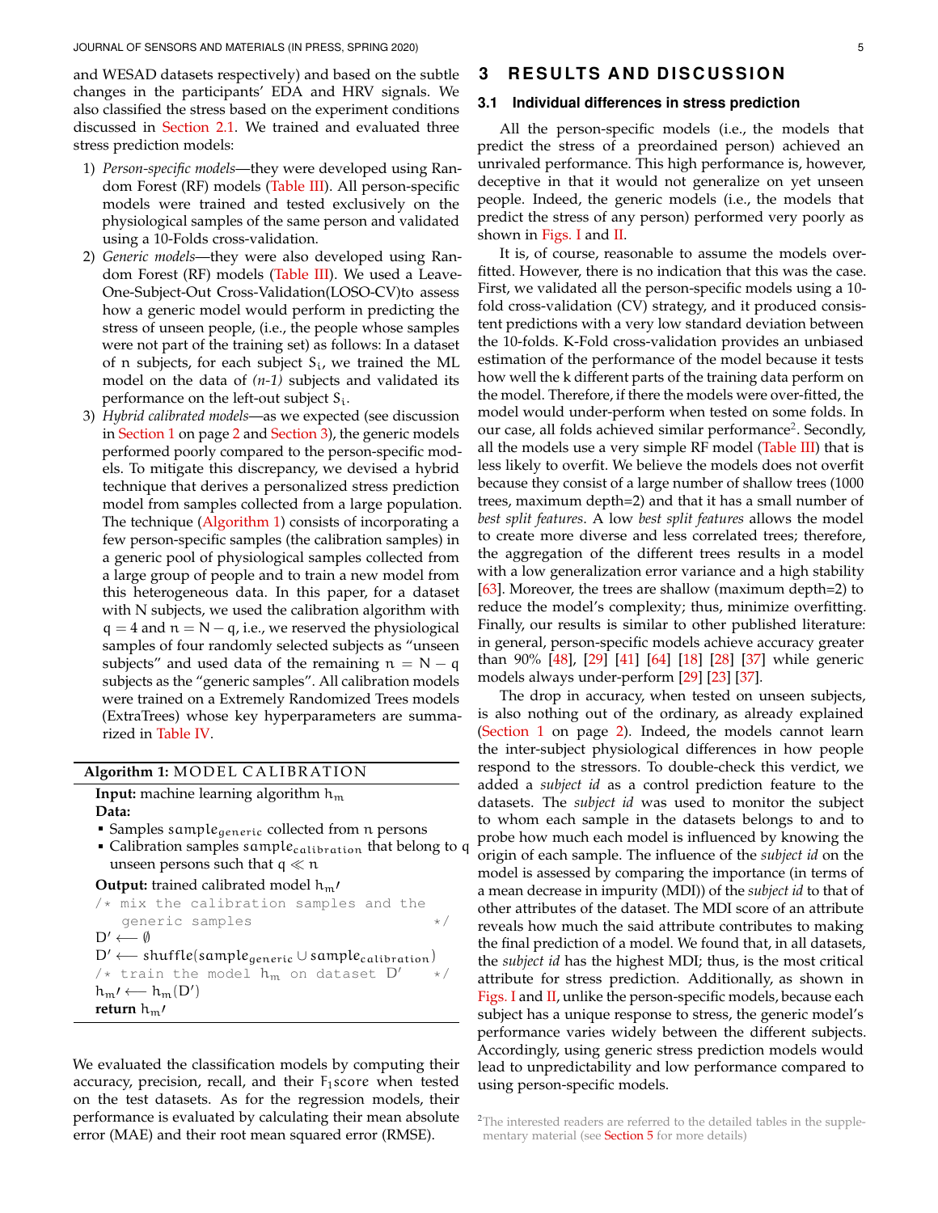and WESAD datasets respectively) and based on the subtle changes in the participants' EDA and HRV signals. We also classified the stress based on the experiment conditions discussed in Section 2.1. We trained and evaluated three stress prediction models:

1) *Person-specific models*—they were developed using Random Forest (RF) models (Table III). All person-specific models were trained and tested exclusively on the physiological samples of the same person and validated using a 10-Folds cross-validation.
2) *Generic models*—they were also developed using Random Forest (RF) models (Table III). We used a Leave-One-Subject-Out Cross-Validation(LOSO-CV)to assess how a generic model would perform in predicting the stress of unseen people, (i.e., the people whose samples were not part of the training set) as follows: In a dataset of n subjects, for each subject $S_i$, we trained the ML model on the data of *(n-1)* subjects and validated its performance on the left-out subject $S_i$.
3) *Hybrid calibrated models*—as we expected (see discussion in Section 1 on page 2 and Section 3), the generic models performed poorly compared to the person-specific models. To mitigate this discrepancy, we devised a hybrid technique that derives a personalized stress prediction model from samples collected from a large population. The technique (Algorithm 1) consists of incorporating a few person-specific samples (the calibration samples) in a generic pool of physiological samples collected from a large group of people and to train a new model from this heterogeneous data. In this paper, for a dataset with N subjects, we used the calibration algorithm with $q = 4$ and $n = N - q$, i.e., we reserved the physiological samples of four randomly selected subjects as "unseen subjects" and used data of the remaining $n = N - q$ subjects as the "generic samples". All calibration models were trained on a Extremely Randomized Trees models (ExtraTrees) whose key hyperparameters are summarized in Table IV.

**Algorithm 1:** MODEL CALIBRATION

**Input:** machine learning algorithm $h_m$
**Data:**
- Samples $sample_{generic}$ collected from n persons
- Calibration samples $sample_{calibration}$ that belong to q unseen persons such that $q \ll n$

**Output:** trained calibrated model $h_{m'}$

```
/* mix the calibration samples and the
   generic samples                          */
```
$D' \longleftarrow \emptyset$
$D' \longleftarrow \text{shuffle}(sample_{generic} \cup sample_{calibration})$
```
/* train the model hm on dataset D'         */
```
$h_{m'} \longleftarrow h_m(D')$
**return** $h_{m'}$

We evaluated the classification models by computing their accuracy, precision, recall, and their $F_1score$ when tested on the test datasets. As for the regression models, their performance is evaluated by calculating their mean absolute error (MAE) and their root mean squared error (RMSE).

## 3 RESULTS AND DISCUSSION

### 3.1 Individual differences in stress prediction

All the person-specific models (i.e., the models that predict the stress of a preordained person) achieved an unrivaled performance. This high performance is, however, deceptive in that it would not generalize on yet unseen people. Indeed, the generic models (i.e., the models that predict the stress of any person) performed very poorly as shown in Figs. I and II.

It is, of course, reasonable to assume the models overfitted. However, there is no indication that this was the case. First, we validated all the person-specific models using a 10-fold cross-validation (CV) strategy, and it produced consistent predictions with a very low standard deviation between the 10-folds. K-Fold cross-validation provides an unbiased estimation of the performance of the model because it tests how well the k different parts of the training data perform on the model. Therefore, if there the models were over-fitted, the model would under-perform when tested on some folds. In our case, all folds achieved similar performance[2]. Secondly, all the models use a very simple RF model (Table III) that is less likely to overfit. We believe the models does not overfit because they consist of a large number of shallow trees (1000 trees, maximum depth=2) and that it has a small number of *best split features*. A low *best split features* allows the model to create more diverse and less correlated trees; therefore, the aggregation of the different trees results in a model with a low generalization error variance and a high stability [63]. Moreover, the trees are shallow (maximum depth=2) to reduce the model's complexity; thus, minimize overfitting. Finally, our results is similar to other published literature: in general, person-specific models achieve accuracy greater than 90% [48], [29] [41] [64] [18] [28] [37] while generic models always under-perform [29] [23] [37].

The drop in accuracy, when tested on unseen subjects, is also nothing out of the ordinary, as already explained (Section 1 on page 2). Indeed, the models cannot learn the inter-subject physiological differences in how people respond to the stressors. To double-check this verdict, we added a *subject id* as a control prediction feature to the datasets. The *subject id* was used to monitor the subject to whom each sample in the datasets belongs to and to probe how much each model is influenced by knowing the origin of each sample. The influence of the *subject id* on the model is assessed by comparing the importance (in terms of a mean decrease in impurity (MDI)) of the *subject id* to that of other attributes of the dataset. The MDI score of an attribute reveals how much the said attribute contributes to making the final prediction of a model. We found that, in all datasets, the *subject id* has the highest MDI; thus, is the most critical attribute for stress prediction. Additionally, as shown in Figs. I and II, unlike the person-specific models, because each subject has a unique response to stress, the generic model's performance varies widely between the different subjects. Accordingly, using generic stress prediction models would lead to unpredictability and low performance compared to using person-specific models.

[2] The interested readers are referred to the detailed tables in the supplementary material (see Section 5 for more details)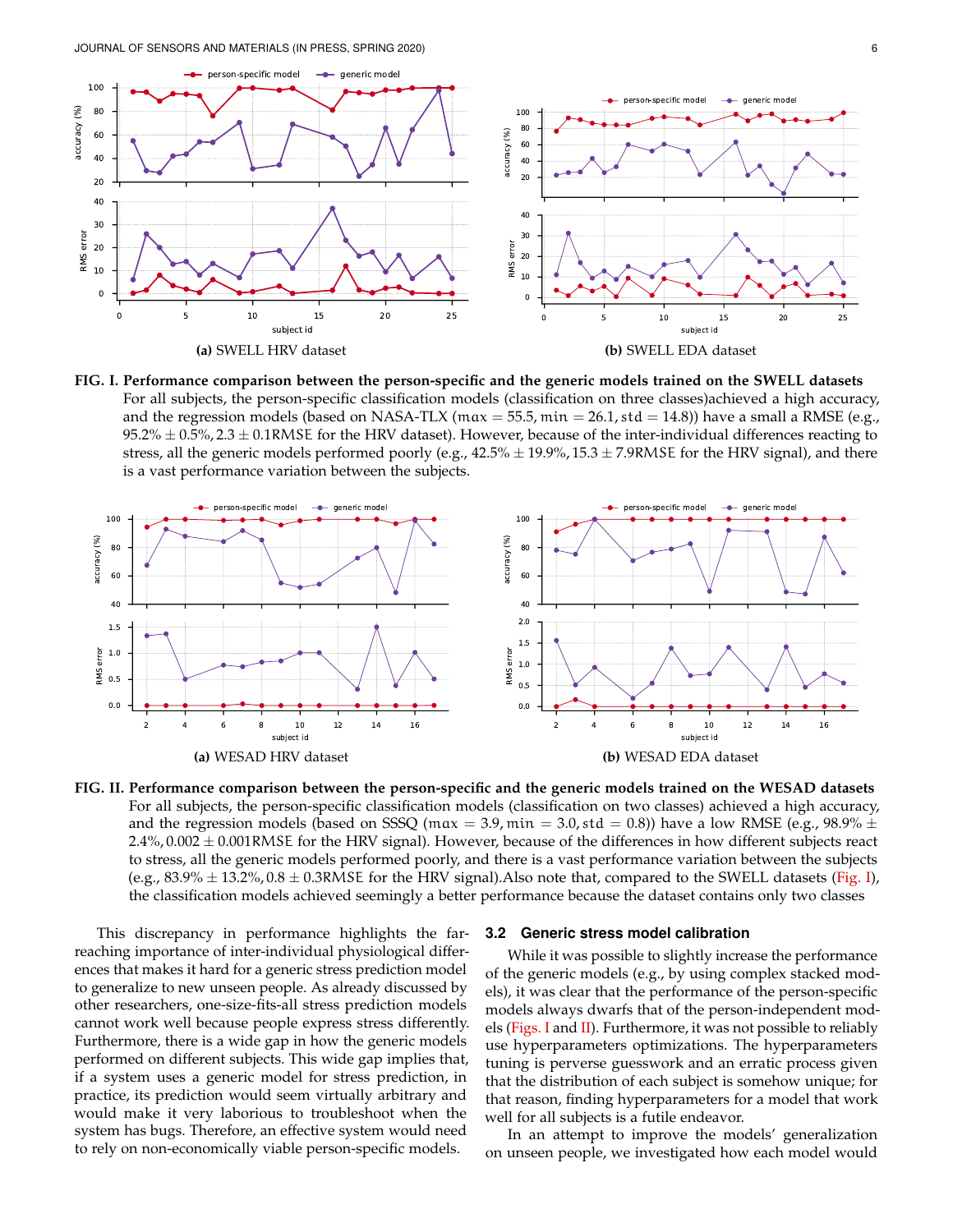person-specific model generic model

accuracy (%)

RMS error

subject id

(a) SWELL HRV dataset

person-specific model generic model

accuracy (%)

RMS error

subject id

(b) SWELL EDA dataset

**FIG. I. Performance comparison between the person-specific and the generic models trained on the SWELL datasets** For all subjects, the person-specific classification models (classification on three classes)achieved a high accuracy, and the regression models (based on NASA-TLX ($max = 55.5, min = 26.1, std = 14.8$)) have a small a RMSE (e.g., $95.2\% \pm 0.5\%, 2.3 \pm 0.1$RMSE for the HRV dataset). However, because of the inter-individual differences reacting to stress, all the generic models performed poorly (e.g., $42.5\% \pm 19.9\%, 15.3 \pm 7.9$RMSE for the HRV signal), and there is a vast performance variation between the subjects.

person-specific model generic model

accuracy (%)

RMS error

subject id

(a) WESAD HRV dataset

person-specific model generic model

accuracy (%)

RMS error

subject id

(b) WESAD EDA dataset

**FIG. II. Performance comparison between the person-specific and the generic models trained on the WESAD datasets** For all subjects, the person-specific classification models (classification on two classes) achieved a high accuracy, and the regression models (based on SSSQ ($max = 3.9, min = 3.0, std = 0.8$)) have a low RMSE (e.g., $98.9\% \pm 2.4\%, 0.002 \pm 0.001$RMSE for the HRV signal). However, because of the differences in how different subjects react to stress, all the generic models performed poorly, and there is a vast performance variation between the subjects (e.g., $83.9\% \pm 13.2\%, 0.8 \pm 0.3$RMSE for the HRV signal).Also note that, compared to the SWELL datasets (Fig. I), the classification models achieved seemingly a better performance because the dataset contains only two classes

This discrepancy in performance highlights the far-reaching importance of inter-individual physiological differences that makes it hard for a generic stress prediction model to generalize to new unseen people. As already discussed by other researchers, one-size-fits-all stress prediction models cannot work well because people express stress differently. Furthermore, there is a wide gap in how the generic models performed on different subjects. This wide gap implies that, if a system uses a generic model for stress prediction, in practice, its prediction would seem virtually arbitrary and would make it very laborious to troubleshoot when the system has bugs. Therefore, an effective system would need to rely on non-economically viable person-specific models.

### 3.2 Generic stress model calibration

While it was possible to slightly increase the performance of the generic models (e.g., by using complex stacked models), it was clear that the performance of the person-specific models always dwarfs that of the person-independent models (Figs. I and II). Furthermore, it was not possible to reliably use hyperparameters optimizations. The hyperparameters tuning is perverse guesswork and an erratic process given that the distribution of each subject is somehow unique; for that reason, finding hyperparameters for a model that work well for all subjects is a futile endeavor.

In an attempt to improve the models' generalization on unseen people, we investigated how each model would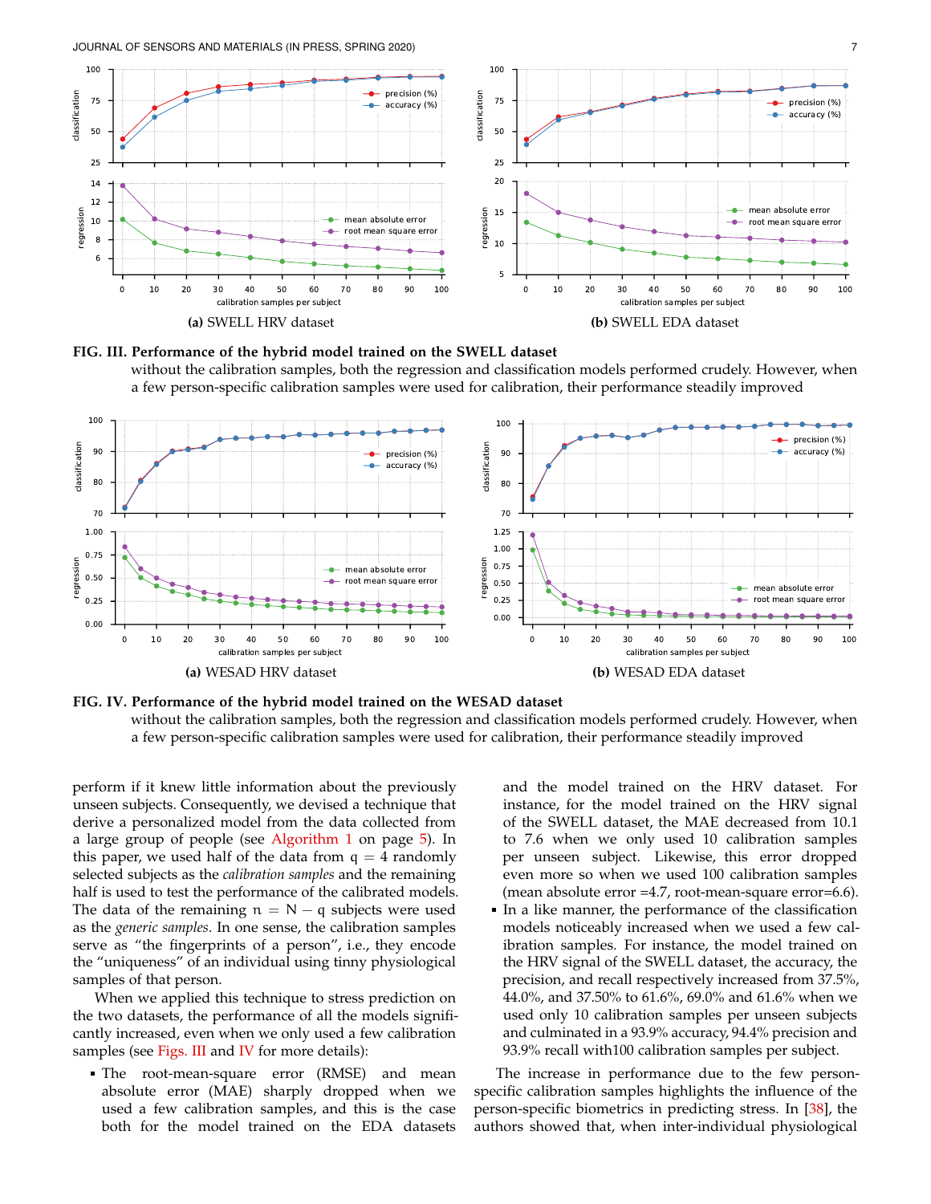classification

100

75

50

25

precision (%)

accuracy (%)

regression

14

12

10

8

6

mean absolute error

root mean square error

0 10 20 30 40 50 60 70 80 90 100

calibration samples per subject

**(a)** SWELL HRV dataset

classification

100

75

50

25

precision (%)

accuracy (%)

regression

20

15

10

5

mean absolute error

root mean square error

0 10 20 30 40 50 60 70 80 90 100

calibration samples per subject

**(b)** SWELL EDA dataset

**FIG. III. Performance of the hybrid model trained on the SWELL dataset**
without the calibration samples, both the regression and classification models performed crudely. However, when a few person-specific calibration samples were used for calibration, their performance steadily improved

classification

100

90

80

70

precision (%)

accuracy (%)

regression

1.00

0.75

0.50

0.25

0.00

mean absolute error

root mean square error

0 10 20 30 40 50 60 70 80 90 100

calibration samples per subject

**(a)** WESAD HRV dataset

classification

100

90

80

70

precision (%)

accuracy (%)

regression

1.25

1.00

0.75

0.50

0.25

0.00

mean absolute error

root mean square error

0 10 20 30 40 50 60 70 80 90 100

calibration samples per subject

**(b)** WESAD EDA dataset

**FIG. IV. Performance of the hybrid model trained on the WESAD dataset**
without the calibration samples, both the regression and classification models performed crudely. However, when a few person-specific calibration samples were used for calibration, their performance steadily improved

perform if it knew little information about the previously unseen subjects. Consequently, we devised a technique that derive a personalized model from the data collected from a large group of people (see Algorithm 1 on page 5). In this paper, we used half of the data from $q = 4$ randomly selected subjects as the *calibration samples* and the remaining half is used to test the performance of the calibrated models. The data of the remaining $n = N - q$ subjects were used as the *generic samples*. In one sense, the calibration samples serve as "the fingerprints of a person", i.e., they encode the "uniqueness" of an individual using tinny physiological samples of that person.

When we applied this technique to stress prediction on the two datasets, the performance of all the models significantly increased, even when we only used a few calibration samples (see Figs. III and IV for more details):

- The root-mean-square error (RMSE) and mean absolute error (MAE) sharply dropped when we used a few calibration samples, and this is the case both for the model trained on the EDA datasets and the model trained on the HRV dataset. For instance, for the model trained on the HRV signal of the SWELL dataset, the MAE decreased from 10.1 to 7.6 when we only used 10 calibration samples per unseen subject. Likewise, this error dropped even more so when we used 100 calibration samples (mean absolute error =4.7, root-mean-square error=6.6).
- In a like manner, the performance of the classification models noticeably increased when we used a few calibration samples. For instance, the model trained on the HRV signal of the SWELL dataset, the accuracy, the precision, and recall respectively increased from 37.5%, 44.0%, and 37.50% to 61.6%, 69.0% and 61.6% when we used only 10 calibration samples per unseen subjects and culminated in a 93.9% accuracy, 94.4% precision and 93.9% recall with100 calibration samples per subject.

The increase in performance due to the few person-specific calibration samples highlights the influence of the person-specific biometrics in predicting stress. In [38], the authors showed that, when inter-individual physiological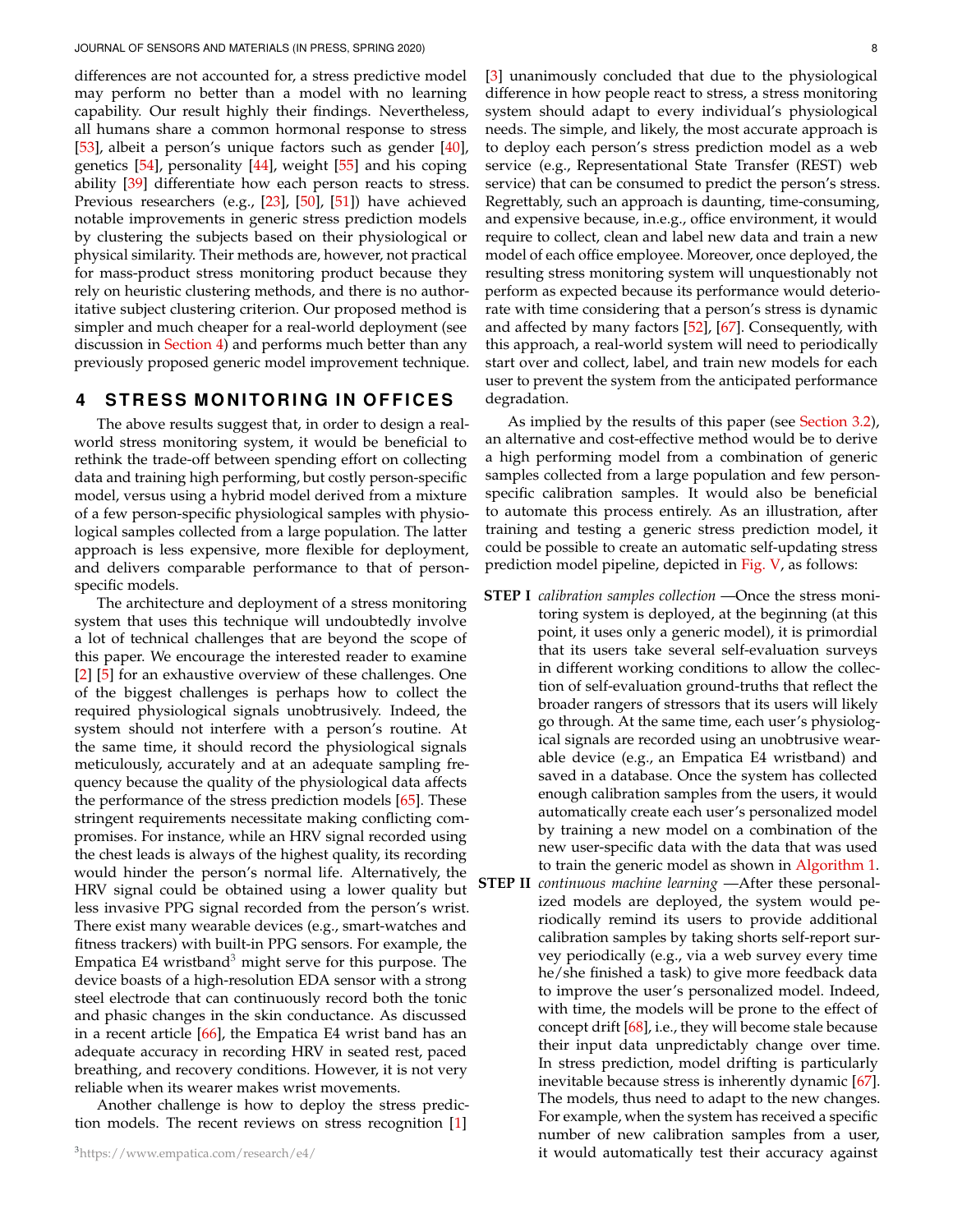differences are not accounted for, a stress predictive model may perform no better than a model with no learning capability. Our result highly their findings. Nevertheless, all humans share a common hormonal response to stress [53], albeit a person's unique factors such as gender [40], genetics [54], personality [44], weight [55] and his coping ability [39] differentiate how each person reacts to stress. Previous researchers (e.g., [23], [50], [51]) have achieved notable improvements in generic stress prediction models by clustering the subjects based on their physiological or physical similarity. Their methods are, however, not practical for mass-product stress monitoring product because they rely on heuristic clustering methods, and there is no authoritative subject clustering criterion. Our proposed method is simpler and much cheaper for a real-world deployment (see discussion in Section 4) and performs much better than any previously proposed generic model improvement technique.

## 4 STRESS MONITORING IN OFFICES

The above results suggest that, in order to design a real-world stress monitoring system, it would be beneficial to rethink the trade-off between spending effort on collecting data and training high performing, but costly person-specific model, versus using a hybrid model derived from a mixture of a few person-specific physiological samples with physiological samples collected from a large population. The latter approach is less expensive, more flexible for deployment, and delivers comparable performance to that of person-specific models.

The architecture and deployment of a stress monitoring system that uses this technique will undoubtedly involve a lot of technical challenges that are beyond the scope of this paper. We encourage the interested reader to examine [2] [5] for an exhaustive overview of these challenges. One of the biggest challenges is perhaps how to collect the required physiological signals unobtrusively. Indeed, the system should not interfere with a person's routine. At the same time, it should record the physiological signals meticulously, accurately and at an adequate sampling frequency because the quality of the physiological data affects the performance of the stress prediction models [65]. These stringent requirements necessitate making conflicting compromises. For instance, while an HRV signal recorded using the chest leads is always of the highest quality, its recording would hinder the person's normal life. Alternatively, the HRV signal could be obtained using a lower quality but less invasive PPG signal recorded from the person's wrist. There exist many wearable devices (e.g., smart-watches and fitness trackers) with built-in PPG sensors. For example, the Empatica E4 wristband[3] might serve for this purpose. The device boasts of a high-resolution EDA sensor with a strong steel electrode that can continuously record both the tonic and phasic changes in the skin conductance. As discussed in a recent article [66], the Empatica E4 wrist band has an adequate accuracy in recording HRV in seated rest, paced breathing, and recovery conditions. However, it is not very reliable when its wearer makes wrist movements.

Another challenge is how to deploy the stress prediction models. The recent reviews on stress recognition [1] [3] unanimously concluded that due to the physiological difference in how people react to stress, a stress monitoring system should adapt to every individual's physiological needs. The simple, and likely, the most accurate approach is to deploy each person's stress prediction model as a web service (e.g., Representational State Transfer (REST) web service) that can be consumed to predict the person's stress. Regrettably, such an approach is daunting, time-consuming, and expensive because, in.e.g., office environment, it would require to collect, clean and label new data and train a new model of each office employee. Moreover, once deployed, the resulting stress monitoring system will unquestionably not perform as expected because its performance would deteriorate with time considering that a person's stress is dynamic and affected by many factors [52], [67]. Consequently, with this approach, a real-world system will need to periodically start over and collect, label, and train new models for each user to prevent the system from the anticipated performance degradation.

As implied by the results of this paper (see Section 3.2), an alternative and cost-effective method would be to derive a high performing model from a combination of generic samples collected from a large population and few person-specific calibration samples. It would also be beneficial to automate this process entirely. As an illustration, after training and testing a generic stress prediction model, it could be possible to create an automatic self-updating stress prediction model pipeline, depicted in Fig. V, as follows:

**STEP I** *calibration samples collection* —Once the stress monitoring system is deployed, at the beginning (at this point, it uses only a generic model), it is primordial that its users take several self-evaluation surveys in different working conditions to allow the collection of self-evaluation ground-truths that reflect the broader rangers of stressors that its users will likely go through. At the same time, each user's physiological signals are recorded using an unobtrusive wearable device (e.g., an Empatica E4 wristband) and saved in a database. Once the system has collected enough calibration samples from the users, it would automatically create each user's personalized model by training a new model on a combination of the new user-specific data with the data that was used to train the generic model as shown in Algorithm 1.

**STEP II** *continuous machine learning* —After these personalized models are deployed, the system would periodically remind its users to provide additional calibration samples by taking shorts self-report survey periodically (e.g., via a web survey every time he/she finished a task) to give more feedback data to improve the user's personalized model. Indeed, with time, the models will be prone to the effect of concept drift [68], i.e., they will become stale because their input data unpredictably change over time. In stress prediction, model drifting is particularly inevitable because stress is inherently dynamic [67]. The models, thus need to adapt to the new changes. For example, when the system has received a specific number of new calibration samples from a user, it would automatically test their accuracy against

[3] https://www.empatica.com/research/e4/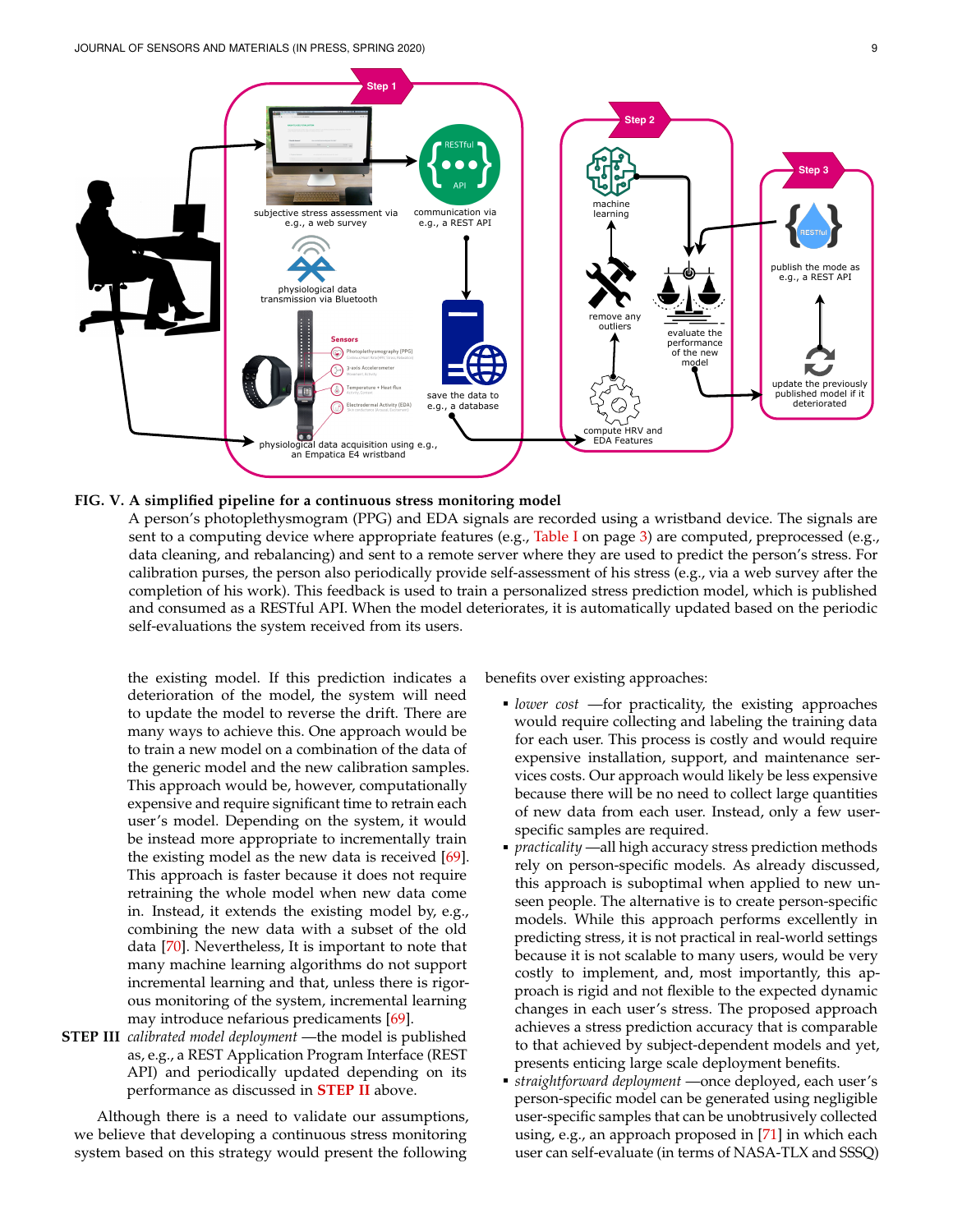**FIG. V. A simplified pipeline for a continuous stress monitoring model**

A person's photoplethysmogram (PPG) and EDA signals are recorded using a wristband device. The signals are sent to a computing device where appropriate features (e.g., Table I on page 3) are computed, preprocessed (e.g., data cleaning, and rebalancing) and sent to a remote server where they are used to predict the person's stress. For calibration purses, the person also periodically provide self-assessment of his stress (e.g., via a web survey after the completion of his work). This feedback is used to train a personalized stress prediction model, which is published and consumed as a RESTful API. When the model deteriorates, it is automatically updated based on the periodic self-evaluations the system received from its users.

the existing model. If this prediction indicates a deterioration of the model, the system will need to update the model to reverse the drift. There are many ways to achieve this. One approach would be to train a new model on a combination of the data of the generic model and the new calibration samples. This approach would be, however, computationally expensive and require significant time to retrain each user's model. Depending on the system, it would be instead more appropriate to incrementally train the existing model as the new data is received [69]. This approach is faster because it does not require retraining the whole model when new data come in. Instead, it extends the existing model by, e.g., combining the new data with a subset of the old data [70]. Nevertheless, It is important to note that many machine learning algorithms do not support incremental learning and that, unless there is rigorous monitoring of the system, incremental learning may introduce nefarious predicaments [69].

**STEP III** *calibrated model deployment* —the model is published as, e.g., a REST Application Program Interface (REST API) and periodically updated depending on its performance as discussed in **STEP II** above.

Although there is a need to validate our assumptions, we believe that developing a continuous stress monitoring system based on this strategy would present the following benefits over existing approaches:

- *lower cost* —for practicality, the existing approaches would require collecting and labeling the training data for each user. This process is costly and would require expensive installation, support, and maintenance services costs. Our approach would likely be less expensive because there will be no need to collect large quantities of new data from each user. Instead, only a few user-specific samples are required.
- *practicality* —all high accuracy stress prediction methods rely on person-specific models. As already discussed, this approach is suboptimal when applied to new unseen people. The alternative is to create person-specific models. While this approach performs excellently in predicting stress, it is not practical in real-world settings because it is not scalable to many users, would be very costly to implement, and, most importantly, this approach is rigid and not flexible to the expected dynamic changes in each user's stress. The proposed approach achieves a stress prediction accuracy that is comparable to that achieved by subject-dependent models and yet, presents enticing large scale deployment benefits.
- *straightforward deployment* —once deployed, each user's person-specific model can be generated using negligible user-specific samples that can be unobtrusively collected using, e.g., an approach proposed in [71] in which each user can self-evaluate (in terms of NASA-TLX and SSSQ)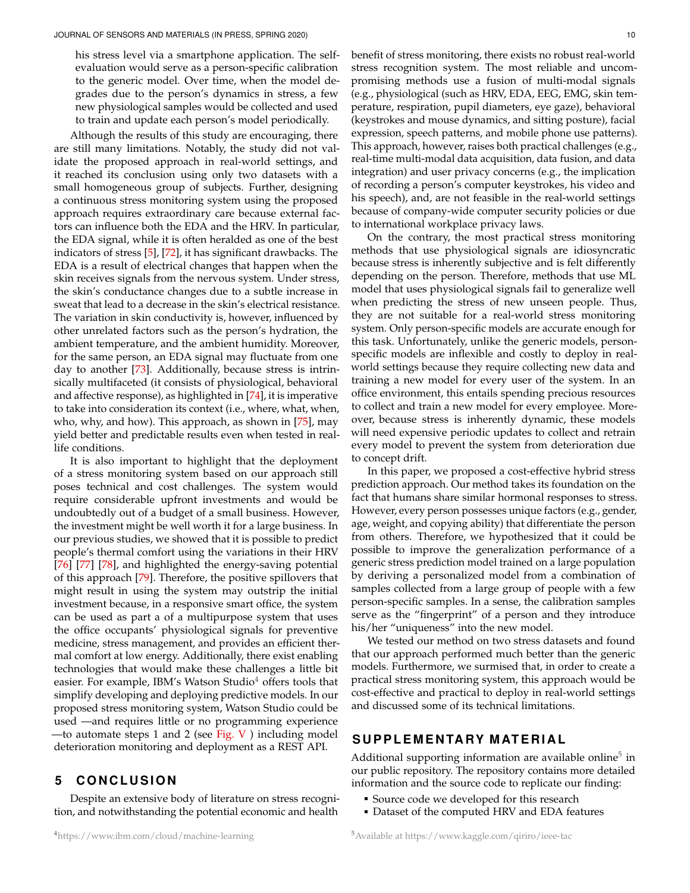his stress level via a smartphone application. The self-evaluation would serve as a person-specific calibration to the generic model. Over time, when the model degrades due to the person's dynamics in stress, a few new physiological samples would be collected and used to train and update each person's model periodically.

Although the results of this study are encouraging, there are still many limitations. Notably, the study did not validate the proposed approach in real-world settings, and it reached its conclusion using only two datasets with a small homogeneous group of subjects. Further, designing a continuous stress monitoring system using the proposed approach requires extraordinary care because external factors can influence both the EDA and the HRV. In particular, the EDA signal, while it is often heralded as one of the best indicators of stress [5], [72], it has significant drawbacks. The EDA is a result of electrical changes that happen when the skin receives signals from the nervous system. Under stress, the skin's conductance changes due to a subtle increase in sweat that lead to a decrease in the skin's electrical resistance. The variation in skin conductivity is, however, influenced by other unrelated factors such as the person's hydration, the ambient temperature, and the ambient humidity. Moreover, for the same person, an EDA signal may fluctuate from one day to another [73]. Additionally, because stress is intrinsically multifaceted (it consists of physiological, behavioral and affective response), as highlighted in [74], it is imperative to take into consideration its context (i.e., where, what, when, who, why, and how). This approach, as shown in [75], may yield better and predictable results even when tested in real-life conditions.

It is also important to highlight that the deployment of a stress monitoring system based on our approach still poses technical and cost challenges. The system would require considerable upfront investments and would be undoubtedly out of a budget of a small business. However, the investment might be well worth it for a large business. In our previous studies, we showed that it is possible to predict people's thermal comfort using the variations in their HRV [76] [77] [78], and highlighted the energy-saving potential of this approach [79]. Therefore, the positive spillovers that might result in using the system may outstrip the initial investment because, in a responsive smart office, the system can be used as part a of a multipurpose system that uses the office occupants' physiological signals for preventive medicine, stress management, and provides an efficient thermal comfort at low energy. Additionally, there exist enabling technologies that would make these challenges a little bit easier. For example, IBM's Watson Studio[4] offers tools that simplify developing and deploying predictive models. In our proposed stress monitoring system, Watson Studio could be used —and requires little or no programming experience —to automate steps 1 and 2 (see Fig. V ) including model deterioration monitoring and deployment as a REST API.

## 5 Conclusion

Despite an extensive body of literature on stress recognition, and notwithstanding the potential economic and health benefit of stress monitoring, there exists no robust real-world stress recognition system. The most reliable and uncompromising methods use a fusion of multi-modal signals (e.g., physiological (such as HRV, EDA, EEG, EMG, skin temperature, respiration, pupil diameters, eye gaze), behavioral (keystrokes and mouse dynamics, and sitting posture), facial expression, speech patterns, and mobile phone use patterns). This approach, however, raises both practical challenges (e.g., real-time multi-modal data acquisition, data fusion, and data integration) and user privacy concerns (e.g., the implication of recording a person's computer keystrokes, his video and his speech), and, are not feasible in the real-world settings because of company-wide computer security policies or due to international workplace privacy laws.

On the contrary, the most practical stress monitoring methods that use physiological signals are idiosyncratic because stress is inherently subjective and is felt differently depending on the person. Therefore, methods that use ML model that uses physiological signals fail to generalize well when predicting the stress of new unseen people. Thus, they are not suitable for a real-world stress monitoring system. Only person-specific models are accurate enough for this task. Unfortunately, unlike the generic models, person-specific models are inflexible and costly to deploy in real-world settings because they require collecting new data and training a new model for every user of the system. In an office environment, this entails spending precious resources to collect and train a new model for every employee. Moreover, because stress is inherently dynamic, these models will need expensive periodic updates to collect and retrain every model to prevent the system from deterioration due to concept drift.

In this paper, we proposed a cost-effective hybrid stress prediction approach. Our method takes its foundation on the fact that humans share similar hormonal responses to stress. However, every person possesses unique factors (e.g., gender, age, weight, and copying ability) that differentiate the person from others. Therefore, we hypothesized that it could be possible to improve the generalization performance of a generic stress prediction model trained on a large population by deriving a personalized model from a combination of samples collected from a large group of people with a few person-specific samples. In a sense, the calibration samples serve as the "fingerprint" of a person and they introduce his/her "uniqueness" into the new model.

We tested our method on two stress datasets and found that our approach performed much better than the generic models. Furthermore, we surmised that, in order to create a practical stress monitoring system, this approach would be cost-effective and practical to deploy in real-world settings and discussed some of its technical limitations.

## Supplementary Material

Additional supporting information are available online[5] in our public repository. The repository contains more detailed information and the source code to replicate our finding:

- Source code we developed for this research
- Dataset of the computed HRV and EDA features

[4]https://www.ibm.com/cloud/machine-learning

[5]Available at https://www.kaggle.com/qiriro/ieee-tac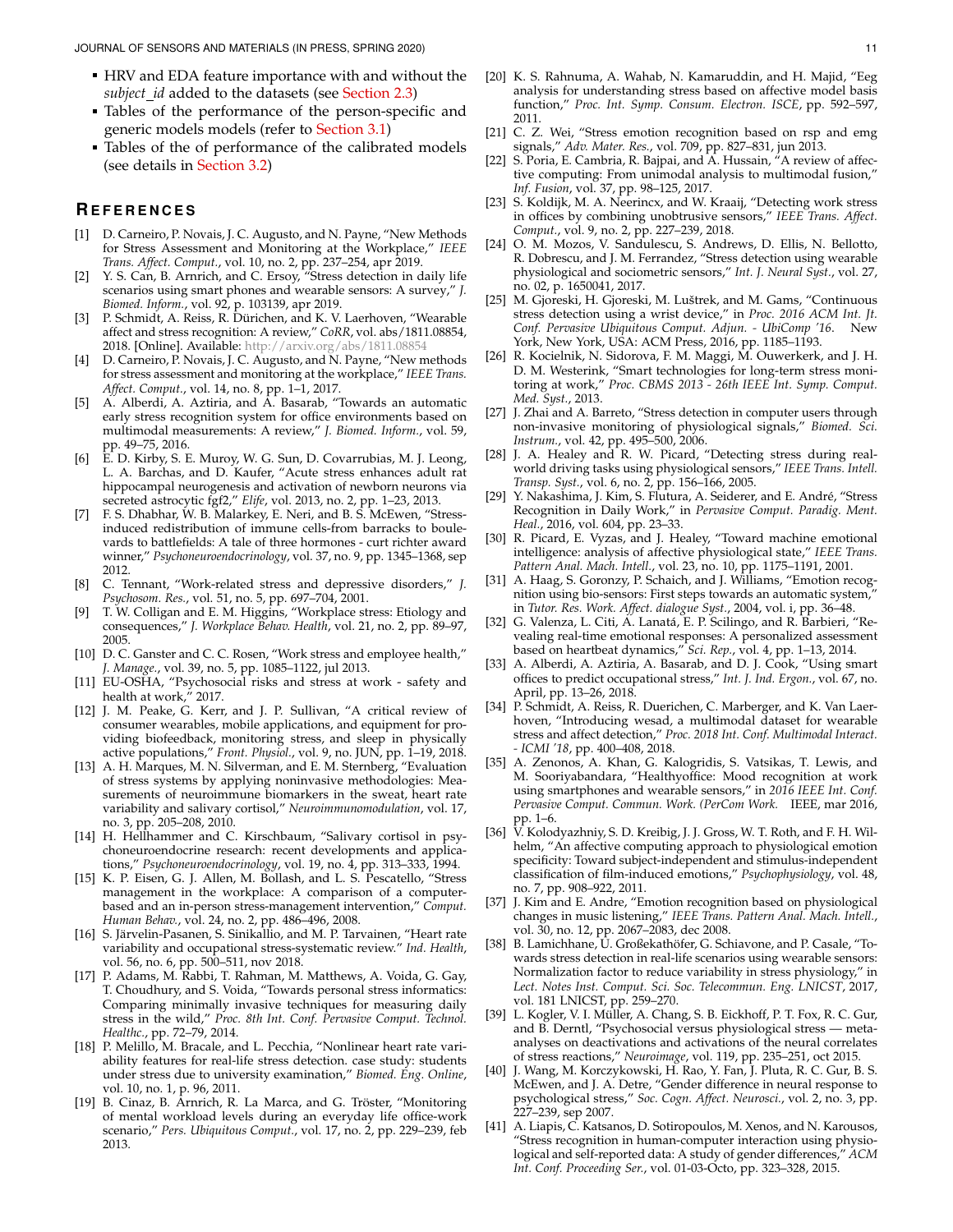- HRV and EDA feature importance with and without the *subject_id* added to the datasets (see Section 2.3)
- Tables of the performance of the person-specific and generic models models (refer to Section 3.1)
- Tables of the of performance of the calibrated models (see details in Section 3.2)

## REFERENCES

[1] D. Carneiro, P. Novais, J. C. Augusto, and N. Payne, "New Methods for Stress Assessment and Monitoring at the Workplace," *IEEE Trans. Affect. Comput.*, vol. 10, no. 2, pp. 237–254, apr 2019.

[2] Y. S. Can, B. Arnrich, and C. Ersoy, "Stress detection in daily life scenarios using smart phones and wearable sensors: A survey," *J. Biomed. Inform.*, vol. 92, p. 103139, apr 2019.

[3] P. Schmidt, A. Reiss, R. Dürichen, and K. V. Laerhoven, "Wearable affect and stress recognition: A review," *CoRR*, vol. abs/1811.08854, 2018. [Online]. Available: http://arxiv.org/abs/1811.08854

[4] D. Carneiro, P. Novais, J. C. Augusto, and N. Payne, "New methods for stress assessment and monitoring at the workplace," *IEEE Trans. Affect. Comput.*, vol. 14, no. 8, pp. 1–1, 2017.

[5] A. Alberdi, A. Aztiria, and A. Basarab, "Towards an automatic early stress recognition system for office environments based on multimodal measurements: A review," *J. Biomed. Inform.*, vol. 59, pp. 49–75, 2016.

[6] E. D. Kirby, S. E. Muroy, W. G. Sun, D. Covarrubias, M. J. Leong, L. A. Barchas, and D. Kaufer, "Acute stress enhances adult rat hippocampal neurogenesis and activation of newborn neurons via secreted astrocytic fgf2," *Elife*, vol. 2013, no. 2, pp. 1–23, 2013.

[7] F. S. Dhabhar, W. B. Malarkey, E. Neri, and B. S. McEwen, "Stress-induced redistribution of immune cells-from barracks to boulevards to battlefields: A tale of three hormones - curt richter award winner," *Psychoneuroendocrinology*, vol. 37, no. 9, pp. 1345–1368, sep 2012.

[8] C. Tennant, "Work-related stress and depressive disorders," *J. Psychosom. Res.*, vol. 51, no. 5, pp. 697–704, 2001.

[9] T. W. Colligan and E. M. Higgins, "Workplace stress: Etiology and consequences," *J. Workplace Behav. Health*, vol. 21, no. 2, pp. 89–97, 2005.

[10] D. C. Ganster and C. C. Rosen, "Work stress and employee health," *J. Manage.*, vol. 39, no. 5, pp. 1085–1122, jul 2013.

[11] EU-OSHA, "Psychosocial risks and stress at work - safety and health at work," 2017.

[12] J. M. Peake, G. Kerr, and J. P. Sullivan, "A critical review of consumer wearables, mobile applications, and equipment for providing biofeedback, monitoring stress, and sleep in physically active populations," *Front. Physiol.*, vol. 9, no. JUN, pp. 1–19, 2018.

[13] A. H. Marques, M. N. Silverman, and E. M. Sternberg, "Evaluation of stress systems by applying noninvasive methodologies: Measurements of neuroimmune biomarkers in the sweat, heart rate variability and salivary cortisol," *Neuroimmunomodulation*, vol. 17, no. 3, pp. 205–208, 2010.

[14] H. Hellhammer and C. Kirschbaum, "Salivary cortisol in psychoneuroendocrine research: recent developments and applications," *Psychoneuroendocrinology*, vol. 19, no. 4, pp. 313–333, 1994.

[15] K. P. Eisen, G. J. Allen, M. Bollash, and L. S. Pescatello, "Stress management in the workplace: A comparison of a computer-based and an in-person stress-management intervention," *Comput. Human Behav.*, vol. 24, no. 2, pp. 486–496, 2008.

[16] S. Järvelin-Pasanen, S. Sinikallio, and M. P. Tarvainen, "Heart rate variability and occupational stress-systematic review." *Ind. Health*, vol. 56, no. 6, pp. 500–511, nov 2018.

[17] P. Adams, M. Rabbi, T. Rahman, M. Matthews, A. Voida, G. Gay, T. Choudhury, and S. Voida, "Towards personal stress informatics: Comparing minimally invasive techniques for measuring daily stress in the wild," *Proc. 8th Int. Conf. Pervasive Comput. Technol. Healthc.*, pp. 72–79, 2014.

[18] P. Melillo, M. Bracale, and L. Pecchia, "Nonlinear heart rate variability features for real-life stress detection. case study: students under stress due to university examination," *Biomed. Eng. Online*, vol. 10, no. 1, p. 96, 2011.

[19] B. Cinaz, B. Arnrich, R. La Marca, and G. Tröster, "Monitoring of mental workload levels during an everyday life office-work scenario," *Pers. Ubiquitous Comput.*, vol. 17, no. 2, pp. 229–239, feb 2013.

[20] K. S. Rahnuma, A. Wahab, N. Kamaruddin, and H. Majid, "Eeg analysis for understanding stress based on affective model basis function," *Proc. Int. Symp. Consum. Electron. ISCE*, pp. 592–597, 2011.

[21] C. Z. Wei, "Stress emotion recognition based on rsp and emg signals," *Adv. Mater. Res.*, vol. 709, pp. 827–831, jun 2013.

[22] S. Poria, E. Cambria, R. Bajpai, and A. Hussain, "A review of affective computing: From unimodal analysis to multimodal fusion," *Inf. Fusion*, vol. 37, pp. 98–125, 2017.

[23] S. Koldijk, M. A. Neerincx, and W. Kraaij, "Detecting work stress in offices by combining unobtrusive sensors," *IEEE Trans. Affect. Comput.*, vol. 9, no. 2, pp. 227–239, 2018.

[24] O. M. Mozos, V. Sandulescu, S. Andrews, D. Ellis, N. Bellotto, R. Dobrescu, and J. M. Ferrandez, "Stress detection using wearable physiological and sociometric sensors," *Int. J. Neural Syst.*, vol. 27, no. 02, p. 1650041, 2017.

[25] M. Gjoreski, H. Gjoreski, M. Luštrek, and M. Gams, "Continuous stress detection using a wrist device," in *Proc. 2016 ACM Int. Jt. Conf. Pervasive Ubiquitous Comput. Adjun. - UbiComp '16*. New York, New York, USA: ACM Press, 2016, pp. 1185–1193.

[26] R. Kocielnik, N. Sidorova, F. M. Maggi, M. Ouwerkerk, and J. H. D. M. Westerink, "Smart technologies for long-term stress monitoring at work," *Proc. CBMS 2013 - 26th IEEE Int. Symp. Comput. Med. Syst.*, 2013.

[27] J. Zhai and A. Barreto, "Stress detection in computer users through non-invasive monitoring of physiological signals," *Biomed. Sci. Instrum.*, vol. 42, pp. 495–500, 2006.

[28] J. A. Healey and R. W. Picard, "Detecting stress during real-world driving tasks using physiological sensors," *IEEE Trans. Intell. Transp. Syst.*, vol. 6, no. 2, pp. 156–166, 2005.

[29] Y. Nakashima, J. Kim, S. Flutura, A. Seiderer, and E. André, "Stress Recognition in Daily Work," in *Pervasive Comput. Paradig. Ment. Heal.*, 2016, vol. 604, pp. 23–33.

[30] R. Picard, E. Vyzas, and J. Healey, "Toward machine emotional intelligence: analysis of affective physiological state," *IEEE Trans. Pattern Anal. Mach. Intell.*, vol. 23, no. 10, pp. 1175–1191, 2001.

[31] A. Haag, S. Goronzy, P. Schaich, and J. Williams, "Emotion recognition using bio-sensors: First steps towards an automatic system," in *Tutor. Res. Work. Affect. dialogue Syst.*, 2004, vol. i, pp. 36–48.

[32] G. Valenza, L. Citi, A. Lanatá, E. P. Scilingo, and R. Barbieri, "Revealing real-time emotional responses: A personalized assessment based on heartbeat dynamics," *Sci. Rep.*, vol. 4, pp. 1–13, 2014.

[33] A. Alberdi, A. Aztiria, A. Basarab, and D. J. Cook, "Using smart offices to predict occupational stress," *Int. J. Ind. Ergon.*, vol. 67, no. April, pp. 13–26, 2018.

[34] P. Schmidt, A. Reiss, R. Duerichen, C. Marberger, and K. Van Laerhoven, "Introducing wesad, a multimodal dataset for wearable stress and affect detection," *Proc. 2018 Int. Conf. Multimodal Interact. - ICMI '18*, pp. 400–408, 2018.

[35] A. Zenonos, A. Khan, G. Kalogridis, S. Vatsikas, T. Lewis, and M. Sooriyabandara, "Healthyoffice: Mood recognition at work using smartphones and wearable sensors," in *2016 IEEE Int. Conf. Pervasive Comput. Commun. Work. (PerCom Work.* IEEE, mar 2016, pp. 1–6.

[36] V. Kolodyazhniy, S. D. Kreibig, J. J. Gross, W. T. Roth, and F. H. Wilhelm, "An affective computing approach to physiological emotion specificity: Toward subject-independent and stimulus-independent classification of film-induced emotions," *Psychophysiology*, vol. 48, no. 7, pp. 908–922, 2011.

[37] J. Kim and E. Andre, "Emotion recognition based on physiological changes in music listening," *IEEE Trans. Pattern Anal. Mach. Intell.*, vol. 30, no. 12, pp. 2067–2083, dec 2008.

[38] B. Lamichhane, U. Großekathöfer, G. Schiavone, and P. Casale, "Towards stress detection in real-life scenarios using wearable sensors: Normalization factor to reduce variability in stress physiology," in *Lect. Notes Inst. Comput. Sci. Soc. Telecommun. Eng. LNICST*, 2017, vol. 181 LNICST, pp. 259–270.

[39] L. Kogler, V. I. Müller, A. Chang, S. B. Eickhoff, P. T. Fox, R. C. Gur, and B. Derntl, "Psychosocial versus physiological stress — meta-analyses on deactivations and activations of the neural correlates of stress reactions," *Neuroimage*, vol. 119, pp. 235–251, oct 2015.

[40] J. Wang, M. Korczykowski, H. Rao, Y. Fan, J. Pluta, R. C. Gur, B. S. McEwen, and J. A. Detre, "Gender difference in neural response to psychological stress," *Soc. Cogn. Affect. Neurosci.*, vol. 2, no. 3, pp. 227–239, sep 2007.

[41] A. Liapis, C. Katsanos, D. Sotiropoulos, M. Xenos, and N. Karousos, "Stress recognition in human-computer interaction using physiological and self-reported data: A study of gender differences," *ACM Int. Conf. Proceeding Ser.*, vol. 01-03-Octo, pp. 323–328, 2015.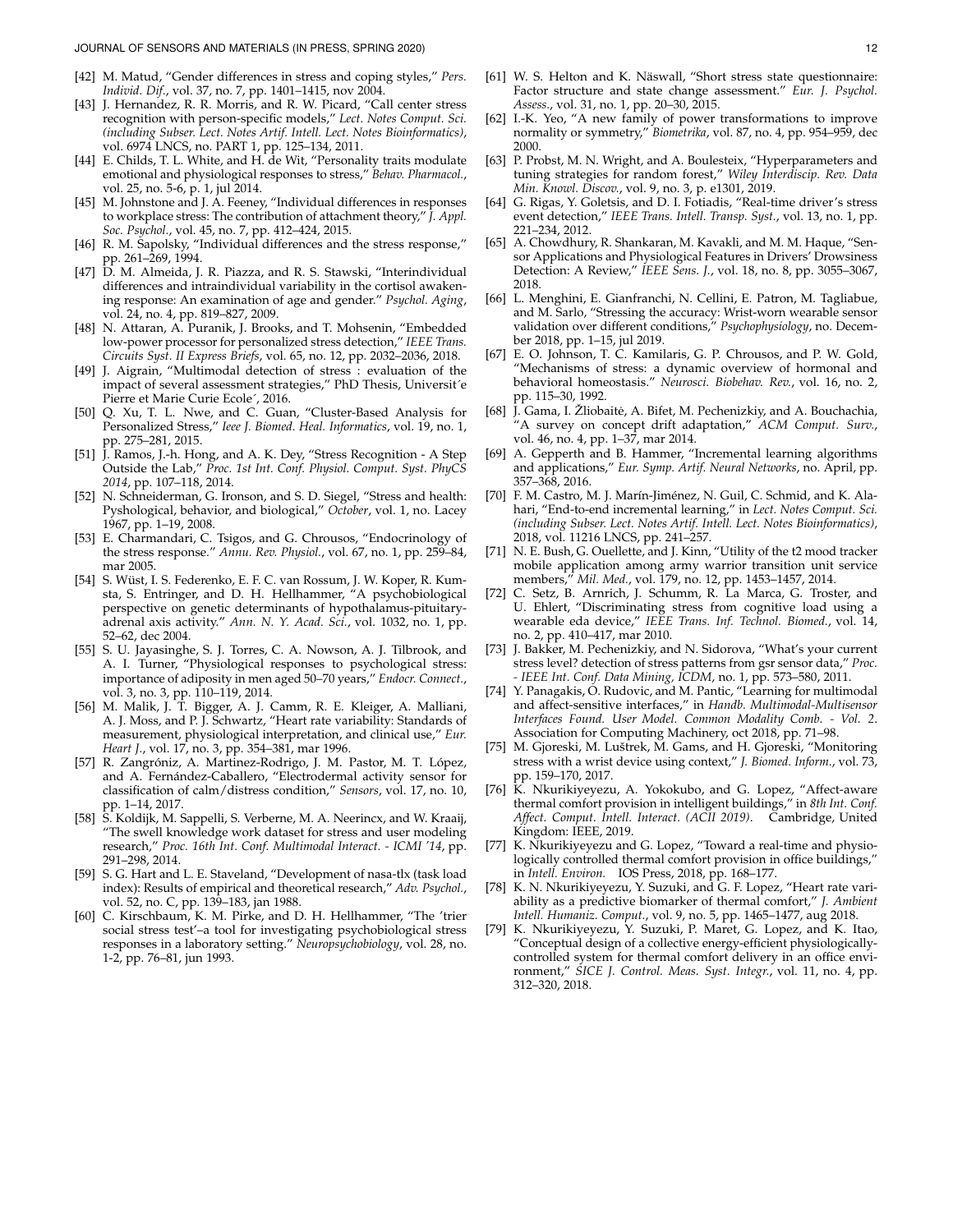[42] M. Matud, "Gender differences in stress and coping styles," *Pers. Individ. Dif.*, vol. 37, no. 7, pp. 1401–1415, nov 2004.

[43] J. Hernandez, R. R. Morris, and R. W. Picard, "Call center stress recognition with person-specific models," *Lect. Notes Comput. Sci. (including Subser. Lect. Notes Artif. Intell. Lect. Notes Bioinformatics)*, vol. 6974 LNCS, no. PART 1, pp. 125–134, 2011.

[44] E. Childs, T. L. White, and H. de Wit, "Personality traits modulate emotional and physiological responses to stress," *Behav. Pharmacol.*, vol. 25, no. 5-6, p. 1, jul 2014.

[45] M. Johnstone and J. A. Feeney, "Individual differences in responses to workplace stress: The contribution of attachment theory," *J. Appl. Soc. Psychol.*, vol. 45, no. 7, pp. 412–424, 2015.

[46] R. M. Sapolsky, "Individual differences and the stress response," pp. 261–269, 1994.

[47] D. M. Almeida, J. R. Piazza, and R. S. Stawski, "Interindividual differences and intraindividual variability in the cortisol awakening response: An examination of age and gender." *Psychol. Aging*, vol. 24, no. 4, pp. 819–827, 2009.

[48] N. Attaran, A. Puranik, J. Brooks, and T. Mohsenin, "Embedded low-power processor for personalized stress detection," *IEEE Trans. Circuits Syst. II Express Briefs*, vol. 65, no. 12, pp. 2032–2036, 2018.

[49] J. Aigrain, "Multimodal detection of stress : evaluation of the impact of several assessment strategies," PhD Thesis, Universit´e Pierre et Marie Curie Ecole´, 2016.

[50] Q. Xu, T. L. Nwe, and C. Guan, "Cluster-Based Analysis for Personalized Stress," *Ieee J. Biomed. Heal. Informatics*, vol. 19, no. 1, pp. 275–281, 2015.

[51] J. Ramos, J.-h. Hong, and A. K. Dey, "Stress Recognition - A Step Outside the Lab," *Proc. 1st Int. Conf. Physiol. Comput. Syst. PhyCS 2014*, pp. 107–118, 2014.

[52] N. Schneiderman, G. Ironson, and S. D. Siegel, "Stress and health: Pyshological, behavior, and biological," *October*, vol. 1, no. Lacey 1967, pp. 1–19, 2008.

[53] E. Charmandari, C. Tsigos, and G. Chrousos, "Endocrinology of the stress response." *Annu. Rev. Physiol.*, vol. 67, no. 1, pp. 259–84, mar 2005.

[54] S. Wüst, I. S. Federenko, E. F. C. van Rossum, J. W. Koper, R. Kumsta, S. Entringer, and D. H. Hellhammer, "A psychobiological perspective on genetic determinants of hypothalamus-pituitary-adrenal axis activity." *Ann. N. Y. Acad. Sci.*, vol. 1032, no. 1, pp. 52–62, dec 2004.

[55] S. U. Jayasinghe, S. J. Torres, C. A. Nowson, A. J. Tilbrook, and A. I. Turner, "Physiological responses to psychological stress: importance of adiposity in men aged 50–70 years," *Endocr. Connect.*, vol. 3, no. 3, pp. 110–119, 2014.

[56] M. Malik, J. T. Bigger, A. J. Camm, R. E. Kleiger, A. Malliani, A. J. Moss, and P. J. Schwartz, "Heart rate variability: Standards of measurement, physiological interpretation, and clinical use," *Eur. Heart J.*, vol. 17, no. 3, pp. 354–381, mar 1996.

[57] R. Zangróniz, A. Martinez-Rodrigo, J. M. Pastor, M. T. López, and A. Fernández-Caballero, "Electrodermal activity sensor for classification of calm/distress condition," *Sensors*, vol. 17, no. 10, pp. 1–14, 2017.

[58] S. Koldijk, M. Sappelli, S. Verberne, M. A. Neerincx, and W. Kraaij, "The swell knowledge work dataset for stress and user modeling research," *Proc. 16th Int. Conf. Multimodal Interact. - ICMI '14*, pp. 291–298, 2014.

[59] S. G. Hart and L. E. Staveland, "Development of nasa-tlx (task load index): Results of empirical and theoretical research," *Adv. Psychol.*, vol. 52, no. C, pp. 139–183, jan 1988.

[60] C. Kirschbaum, K. M. Pirke, and D. H. Hellhammer, "The 'trier social stress test'–a tool for investigating psychobiological stress responses in a laboratory setting." *Neuropsychobiology*, vol. 28, no. 1-2, pp. 76–81, jun 1993.

[61] W. S. Helton and K. Näswall, "Short stress state questionnaire: Factor structure and state change assessment." *Eur. J. Psychol. Assess.*, vol. 31, no. 1, pp. 20–30, 2015.

[62] I.-K. Yeo, "A new family of power transformations to improve normality or symmetry," *Biometrika*, vol. 87, no. 4, pp. 954–959, dec 2000.

[63] P. Probst, M. N. Wright, and A. Boulesteix, "Hyperparameters and tuning strategies for random forest," *Wiley Interdiscip. Rev. Data Min. Knowl. Discov.*, vol. 9, no. 3, p. e1301, 2019.

[64] G. Rigas, Y. Goletsis, and D. I. Fotiadis, "Real-time driver's stress event detection," *IEEE Trans. Intell. Transp. Syst.*, vol. 13, no. 1, pp. 221–234, 2012.

[65] A. Chowdhury, R. Shankaran, M. Kavakli, and M. M. Haque, "Sensor Applications and Physiological Features in Drivers' Drowsiness Detection: A Review," *IEEE Sens. J.*, vol. 18, no. 8, pp. 3055–3067, 2018.

[66] L. Menghini, E. Gianfranchi, N. Cellini, E. Patron, M. Tagliabue, and M. Sarlo, "Stressing the accuracy: Wrist-worn wearable sensor validation over different conditions," *Psychophysiology*, no. December 2018, pp. 1–15, jul 2019.

[67] E. O. Johnson, T. C. Kamilaris, G. P. Chrousos, and P. W. Gold, "Mechanisms of stress: a dynamic overview of hormonal and behavioral homeostasis." *Neurosci. Biobehav. Rev.*, vol. 16, no. 2, pp. 115–30, 1992.

[68] J. Gama, I. Žliobaitė, A. Bifet, M. Pechenizkiy, and A. Bouchachia, "A survey on concept drift adaptation," *ACM Comput. Surv.*, vol. 46, no. 4, pp. 1–37, mar 2014.

[69] A. Gepperth and B. Hammer, "Incremental learning algorithms and applications," *Eur. Symp. Artif. Neural Networks*, no. April, pp. 357–368, 2016.

[70] F. M. Castro, M. J. Marín-Jiménez, N. Guil, C. Schmid, and K. Alahari, "End-to-end incremental learning," in *Lect. Notes Comput. Sci. (including Subser. Lect. Notes Artif. Intell. Lect. Notes Bioinformatics)*, 2018, vol. 11216 LNCS, pp. 241–257.

[71] N. E. Bush, G. Ouellette, and J. Kinn, "Utility of the t2 mood tracker mobile application among army warrior transition unit service members," *Mil. Med.*, vol. 179, no. 12, pp. 1453–1457, 2014.

[72] C. Setz, B. Arnrich, J. Schumm, R. La Marca, G. Troster, and U. Ehlert, "Discriminating stress from cognitive load using a wearable eda device," *IEEE Trans. Inf. Technol. Biomed.*, vol. 14, no. 2, pp. 410–417, mar 2010.

[73] J. Bakker, M. Pechenizkiy, and N. Sidorova, "What's your current stress level? detection of stress patterns from gsr sensor data," *Proc. - IEEE Int. Conf. Data Mining, ICDM*, no. 1, pp. 573–580, 2011.

[74] Y. Panagakis, O. Rudovic, and M. Pantic, "Learning for multimodal and affect-sensitive interfaces," in *Handb. Multimodal-Multisensor Interfaces Found. User Model. Common Modality Comb. - Vol. 2*. Association for Computing Machinery, oct 2018, pp. 71–98.

[75] M. Gjoreski, M. Luštrek, M. Gams, and H. Gjoreski, "Monitoring stress with a wrist device using context," *J. Biomed. Inform.*, vol. 73, pp. 159–170, 2017.

[76] K. Nkurikiyeyezu, A. Yokokubo, and G. Lopez, "Affect-aware thermal comfort provision in intelligent buildings," in *8th Int. Conf. Affect. Comput. Intell. Interact. (ACII 2019)*. Cambridge, United Kingdom: IEEE, 2019.

[77] K. Nkurikiyeyezu and G. Lopez, "Toward a real-time and physiologically controlled thermal comfort provision in office buildings," in *Intell. Environ.* IOS Press, 2018, pp. 168–177.

[78] K. N. Nkurikiyeyezu, Y. Suzuki, and G. F. Lopez, "Heart rate variability as a predictive biomarker of thermal comfort," *J. Ambient Intell. Humaniz. Comput.*, vol. 9, no. 5, pp. 1465–1477, aug 2018.

[79] K. Nkurikiyeyezu, Y. Suzuki, P. Maret, G. Lopez, and K. Itao, "Conceptual design of a collective energy-efficient physiologically-controlled system for thermal comfort delivery in an office environment," *SICE J. Control. Meas. Syst. Integr.*, vol. 11, no. 4, pp. 312–320, 2018.